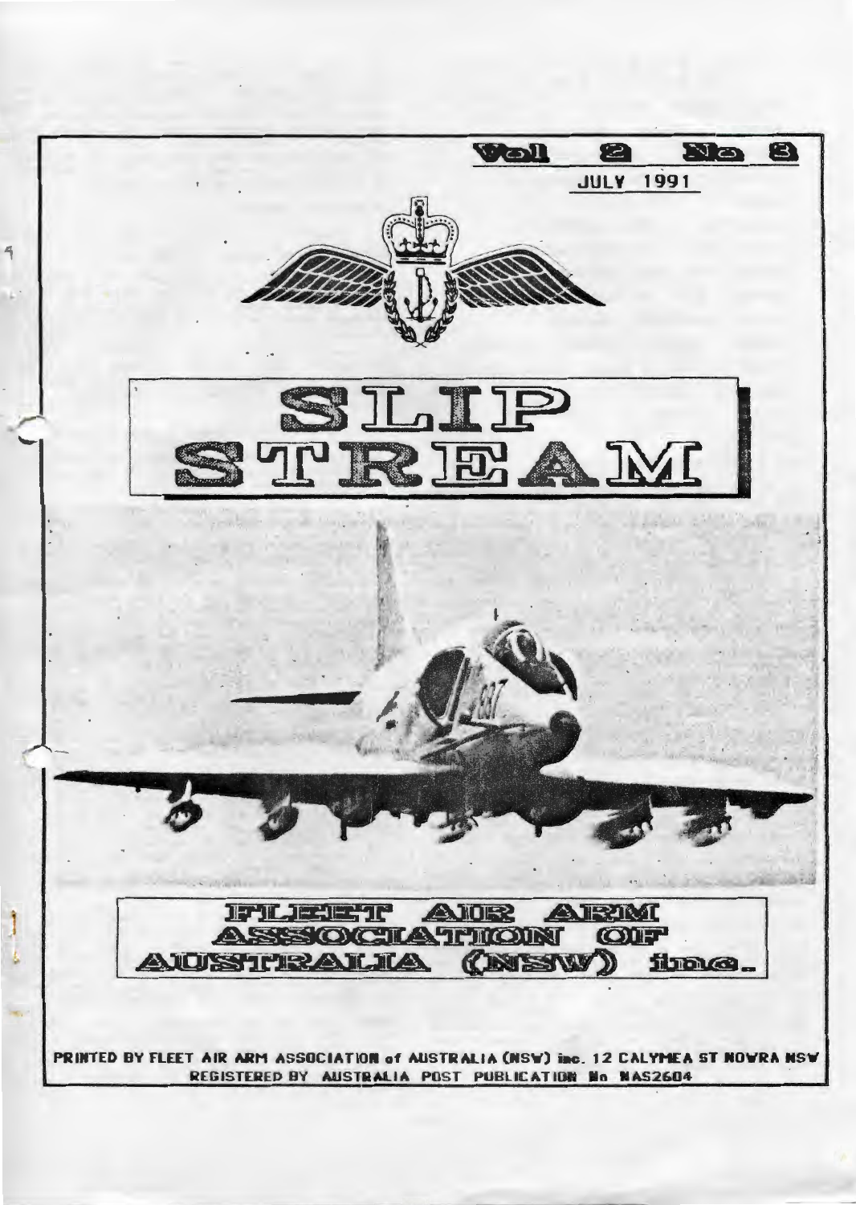Vol 2 No 8

JULY 1991

# SLIP STREAM

## FLEET AIR ARM ASSOCIATION OF AUSTRALIA (NSW) inc.

PRINTED BY FLEET AIR ARM ASSOCIATION of AUSTRALIA (NSW) inc. 12 CALYMEA ST NOWRA NSW
REGISTERED BY AUSTRALIA POST PUBLICATION No NAS2604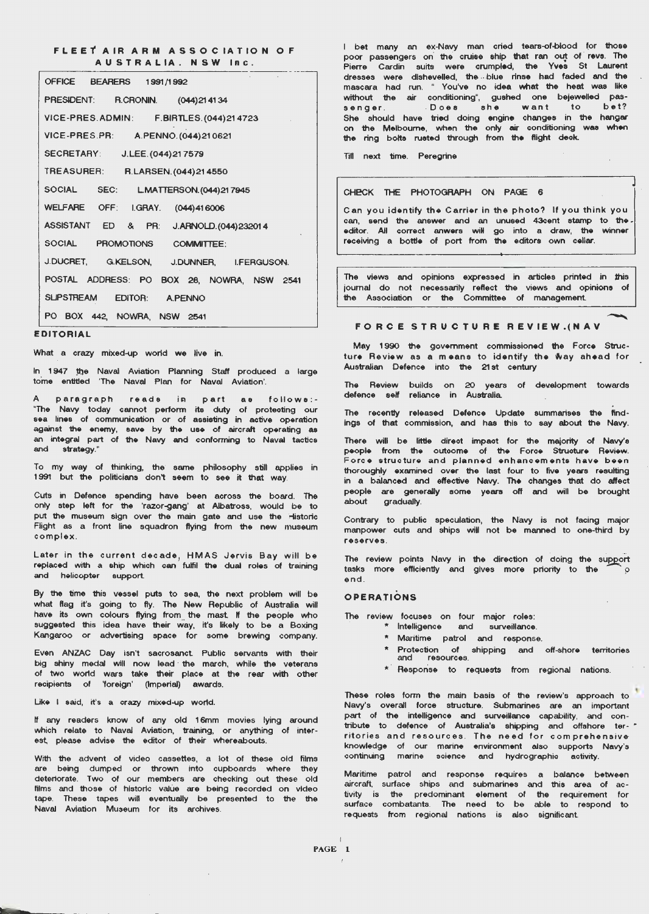## FLEET AIR ARM ASSOCIATION OF AUSTRALIA. NSW Inc.

OFFICE BEARERS 1991/1992

PRESIDENT: R.CRONIN. (044)214134

VICE-PRES.ADMIN: F.BIRTLES.(044)214723

VICE-PRES.PR: A.PENNO.(044)210621

SECRETARY: J.LEE.(044)217579

TREASURER: R.LARSEN.(044)214550

SOCIAL SEC: L.MATTERSON.(044)217945

WELFARE OFF: I.GRAY. (044)416006

ASSISTANT ED & PR: J.ARNOLD.(044)232014

SOCIAL PROMOTIONS COMMITTEE:

J.DUCRET, G.KELSON, J.DUNNER, I.FERGUSON.

POSTAL ADDRESS: PO BOX 28, NOWRA, NSW 2541

SLIPSTREAM EDITOR: A.PENNO

PO BOX 442, NOWRA, NSW 2541

## EDITORIAL

What a crazy mixed-up world we live in.

In 1947 the Naval Aviation Planning Staff produced a large tome entitled 'The Naval Plan for Naval Aviation'.

A paragraph reads in part as follows:- "The Navy today cannot perform its duty of protecting our sea lines of communication or of assisting in active operation against the enemy, save by the use of aircraft operating as an integral part of the Navy and conforming to Naval tactics and strategy."

To my way of thinking, the same philosophy still applies in 1991 but the politicians don't seem to see it that way.

Cuts in Defence spending have been across the board. The only step left for the 'razor-gang' at Albatross, would be to put the museum sign over the main gate and use the Historic Flight as a front line squadron flying from the new museum complex.

Later in the current decade, HMAS Jervis Bay will be replaced with a ship which can fulfil the dual roles of training and helicopter support.

By the time this vessel puts to sea, the next problem will be what flag it's going to fly. The New Republic of Australia will have its own colours flying from the mast. If the people who suggested this idea have their way, it's likely to be a Boxing Kangaroo or advertising space for some brewing company.

Even ANZAC Day isn't sacrosanct. Public servants with their big shiny medal will now lead the march, while the veterans of two world wars take their place at the rear with other recipients of 'foreign' (Imperial) awards.

Like I said, it's a crazy mixed-up world.

If any readers know of any old 16mm movies lying around which relate to Naval Aviation, training, or anything of interest, please advise the editor of their whereabouts.

With the advent of video cassettes, a lot of these old films are being dumped or thrown into cupboards where they deteriorate. Two of our members are checking out these old films and those of historic value are being recorded on video tape. These tapes will eventually be presented to the the Naval Aviation Museum for its archives.

I bet many an ex-Navy man cried tears-of-blood for those poor passengers on the cruise ship that ran out of revs. The Pierre Cardin suits were crumpled, the Yves St Laurent dresses were dishevelled, the blue rinse had faded and the mascara had run. " You've no idea what the heat was like without the air conditioning", gushed one bejewelled passenger. Does she want to bet? She should have tried doing engine changes in the hangar on the Melbourne, when the only air conditioning was when the ring bolts rusted through from the flight deck.

Till next time. Peregrine

---

CHECK THE PHOTOGRAPH ON PAGE 6

Can you identify the Carrier in the photo? If you think you can, send the answer and an unused 43cent stamp to the editor. All correct anwers will go into a draw, the winner receiving a bottle of port from the editors own cellar.

---

The views and opinions expressed in articles printed in this journal do not necessarily reflect the views and opinions of the Association or the Committee of management.

---

## FORCE STRUCTURE REVIEW.(NAV

May 1990 the government commissioned the Force Structure Review as a means to identify the way ahead for Australian Defence into the 21st century

The Review builds on 20 years of development towards defence self reliance in Australia.

The recently released Defence Update summarises the findings of that commission, and has this to say about the Navy.

There will be little direct impact for the majority of Navy's people from the outcome of the Force Structure Review. Force structure and planned enhancements have been thoroughly examined over the last four to five years resulting in a balanced and effective Navy. The changes that do affect people are generally some years off and will be brought about gradually.

Contrary to public speculation, the Navy is not facing major manpower cuts and ships will not be manned to one-third by reserves.

The review points Navy in the direction of doing the support tasks more efficiently and gives more priority to the p end.

### OPERATIONS

The review focuses on four major roles:

* Intelligence and surveillance.
* Maritime patrol and response.
* Protection of shipping and off-shore territories and resources.
* Response to requests from regional nations.

These roles form the main basis of the review's approach to Navy's overall force structure. Submarines are an important part of the intelligence and surveillance capability, and contribute to defence of Australia's shipping and offshore territories and resources. The need for comprehensive knowledge of our marine environment also supports Navy's continuing marine science and hydrographic activity.

Maritime patrol and response requires a balance between aircraft, surface ships and submarines and this area of activity is the predominant element of the requirement for surface combatants. The need to be able to respond to requests from regional nations is also significant.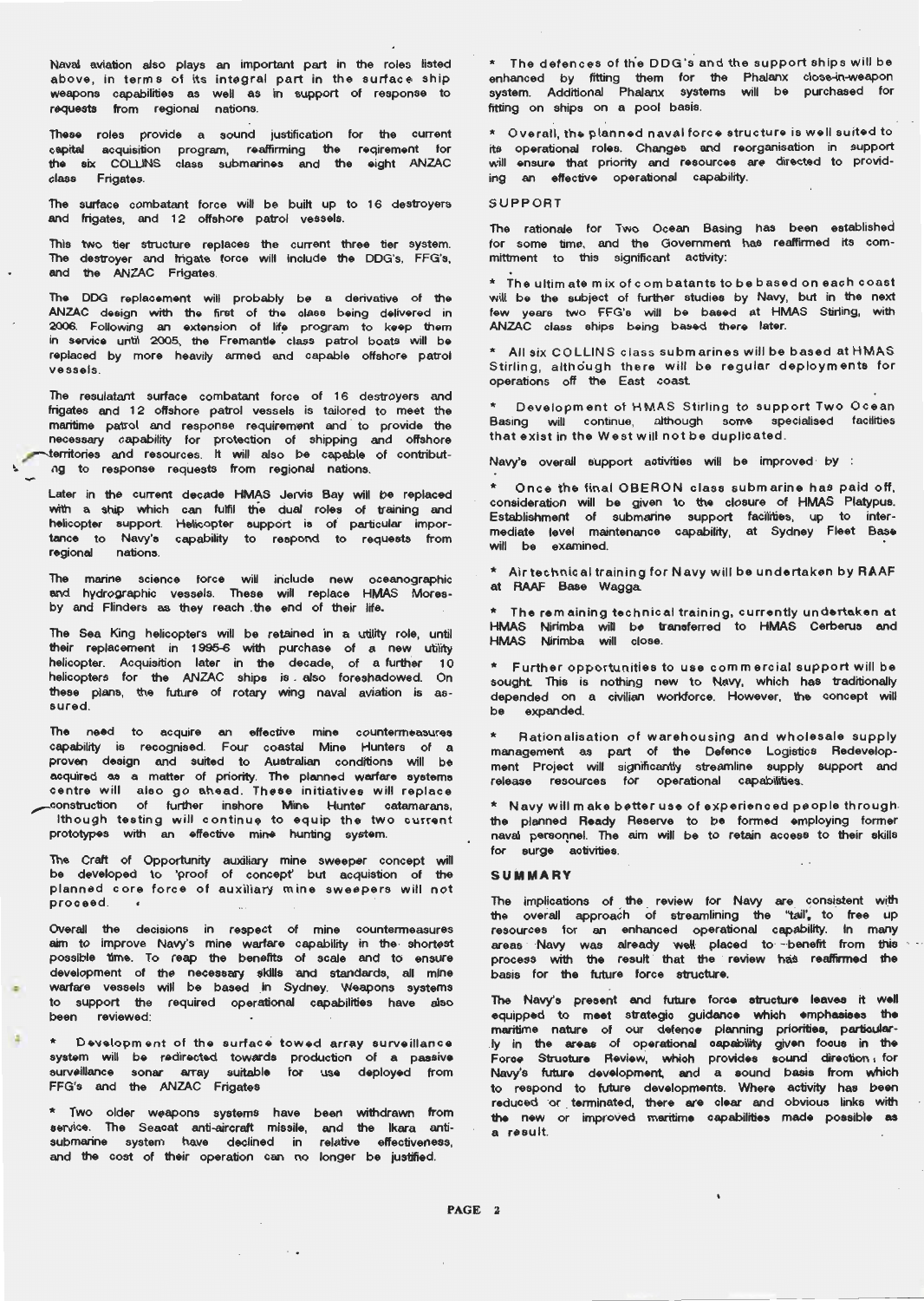Naval aviation also plays an important part in the roles listed above, in terms of its integral part in the surface ship weapons capabilities as well as in support of response to requests from regional nations.

These roles provide a sound justification for the current capital acquisition program, reaffirming the reqirement for the six COLLINS class submarines and the eight ANZAC class Frigates.

The surface combatant force will be built up to 16 destroyers and frigates, and 12 offshore patrol vessels.

This two tier structure replaces the current three tier system. The destroyer and frigate force will include the DDG's, FFG's, and the ANZAC Frigates.

The DDG replacement will probably be a derivative of the ANZAC design with the first of the class being delivered in 2006. Following an extension of life program to keep them in service until 2005, the Fremantle class patrol boats will be replaced by more heavily armed and capable offshore patrol vessels.

The resulatant surface combatant force of 16 destroyers and frigates and 12 offshore patrol vessels is tailored to meet the maritime patrol and response requirement and to provide the necessary capability for protection of shipping and offshore territories and resources. It will also be capable of contributing to response requests from regional nations.

Later in the current decade HMAS Jervis Bay will be replaced with a ship which can fulfil the dual roles of training and helicopter support. Helicopter support is of particular importance to Navy's capability to respond to requests from regional nations.

The marine science force will include new oceanographic and hydrographic vessels. These will replace HMAS Moresby and Flinders as they reach the end of their life.

The Sea King helicopters will be retained in a utility role, until their replacement in 1995-6 with purchase of a new utility helicopter. Acquisition later in the decade, of a further 10 helicopters for the ANZAC ships is also foreshadowed. On these plans, the future of rotary wing naval aviation is assured.

The need to acquire an effective mine countermeasures capability is recognised. Four coastal Mine Hunters of a proven design and suited to Australian conditions will be acquired as a matter of priority. The planned warfare systems centre will also go ahead. These initiatives will replace construction of further inshore Mine Hunter catamarans, although testing will continue to equip the two current prototypes with an effective mine hunting system.

The Craft of Opportunity auxiliary mine sweeper concept will be developed to 'proof of concept' but acquistion of the planned core force of auxiliary mine sweepers will not proceed.

Overall the decisions in respect of mine countermeasures aim to improve Navy's mine warfare capability in the shortest possible time. To reap the benefits of scale and to ensure development of the necessary skills and standards, all mine warfare vessels will be based in Sydney. Weapons systems to support the required operational capabilities have also been reviewed:

* Development of the surface towed array surveillance system will be redirected towards production of a passive surveillance sonar array suitable for use deployed from FFG's and the ANZAC Frigates

* Two older weapons systems have been withdrawn from service. The Seacat anti-aircraft missile, and the Ikara anti-submarine system have declined in relative effectiveness, and the cost of their operation can no longer be justified.

* The defences of the DDG's and the support ships will be enhanced by fitting them for the Phalanx close-in-weapon system. Additional Phalanx systems will be purchased for fitting on ships on a pool basis.

* Overall, the planned naval force structure is well suited to its operational roles. Changes and reorganisation in support will ensure that priority and resources are directed to providing an effective operational capability.

## SUPPORT

The rationale for Two Ocean Basing has been established for some time, and the Government has reaffirmed its commitment to this significant activity:

* The ultimate mix of combatants to be based on each coast will be the subject of further studies by Navy, but in the next few years two FFG's will be based at HMAS Stirling, with ANZAC class ships being based there later.

* All six COLLINS class submarines will be based at HMAS Stirling, although there will be regular deployments for operations off the East coast.

* Development of HMAS Stirling to support Two Ocean Basing will continue, although some specialised facilities that exist in the West will not be duplicated.

Navy's overall support activities will be improved by :

* Once the final OBERON class submarine has paid off, consideration will be given to the closure of HMAS Platypus. Establishment of submarine support facilities, up to intermediate level maintenance capability, at Sydney Fleet Base will be examined.

* Air technical training for Navy will be undertaken by RAAF at RAAF Base Wagga.

* The remaining technical training, currently undertaken at HMAS Nirimba will be transferred to HMAS Cerberus and HMAS Nirimba will close.

* Further opportunities to use commercial support will be sought. This is nothing new to Navy, which has traditionally depended on a civilian workforce. However, the concept will be expanded.

* Rationalisation of warehousing and wholesale supply management as part of the Defence Logistics Redevelopment Project will significantly streamline supply support and release resources for operational capabilities.

* Navy will make better use of experienced people through the planned Ready Reserve to be formed employing former naval personnel. The aim will be to retain access to their skills for surge activities.

## SUMMARY

The implications of the review for Navy are consistent with the overall approach of streamlining the "tail", to free up resources for an enhanced operational capability. In many areas Navy was already well placed to benefit from this process with the result that the review has reaffirmed the basis for the future force structure.

The Navy's present and future force structure leaves it well equipped to meet strategic guidance which emphasises the maritime nature of our defence planning priorities, particularly in the areas of operational capability given focus in the Force Structure Review, which provides sound direction for Navy's future development, and a sound basis from which to respond to future developments. Where activity has been reduced or terminated, there are clear and obvious links with the new or improved maritime capabilities made possible as a result.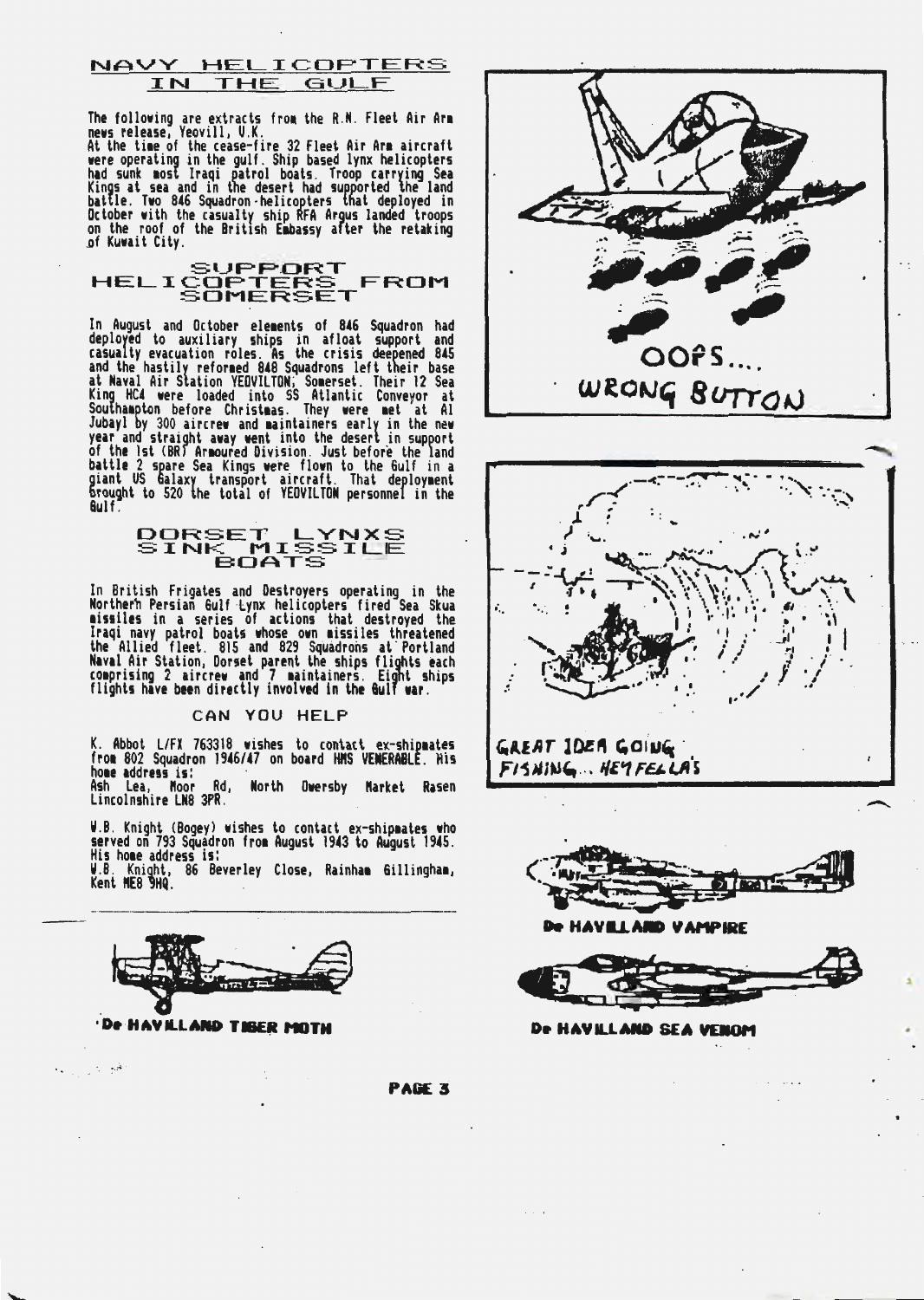## NAVY HELICOPTERS IN THE GULF

The following are extracts from the R.N. Fleet Air Arm news release, Yeovill, U.K.
At the time of the cease-fire 32 Fleet Air Arm aircraft were operating in the gulf. Ship based lynx helicopters had sunk most Iraqi patrol boats. Troop carrying Sea Kings at sea and in the desert had supported the land battle. Two 846 Squadron helicopters that deployed in October with the casualty ship RFA Argus landed troops on the roof of the British Embassy after the retaking of Kuwait City.

## SUPPORT HELICOPTERS FROM SOMERSET

In August and October elements of 846 Squadron had deployed to auxiliary ships in afloat support and casualty evacuation roles. As the crisis deepened 845 and the hastily reformed 848 Squadrons left their base at Naval Air Station YEOVILTON, Somerset. Their 12 Sea King HC4 were loaded into SS Atlantic Conveyor at Southampton before Christmas. They were met at Al Jubayl by 300 aircrew and maintainers early in the new year and straight away went into the desert in support of the 1st (BR) Armoured Division. Just before the land battle 2 spare Sea Kings were flown to the Gulf in a giant US Galaxy transport aircraft. That deployment brought to 520 the total of YEOVILTON personnel in the Gulf.

## DORSET LYNXS SINK MISSILE BOATS

In British Frigates and Destroyers operating in the Northern Persian Gulf Lynx helicopters fired Sea Skua missiles in a series of actions that destroyed the Iraqi navy patrol boats whose own missiles threatened the Allied fleet. 815 and 829 Squadrons at Portland Naval Air Station, Dorset parent the ships flights each comprising 2 aircrew and 7 maintainers. Eight ships flights have been directly involved in the Gulf war.

### CAN YOU HELP

K. Abbot L/FX 763318 wishes to contact ex-shipmates from 802 Squadron 1946/47 on board HMS VENERABLE. His home address is:
Ash Lea, Moor Rd, North Owersby Market Rasen Lincolnshire LN8 3PR.

W.B. Knight (Bogey) wishes to contact ex-shipmates who served on 793 Squadron from August 1943 to August 1945. His home address is:
W.B. Knight, 86 Beverley Close, Rainham Gillingham, Kent ME8 9HQ.

De HAVILLAND TIGER MOTH

OOPS.... WRONG BUTTON

GREAT IDEA GOING FISHING... HEY FELLA'S

De HAVILLAND VAMPIRE

De HAVILLAND SEA VENOM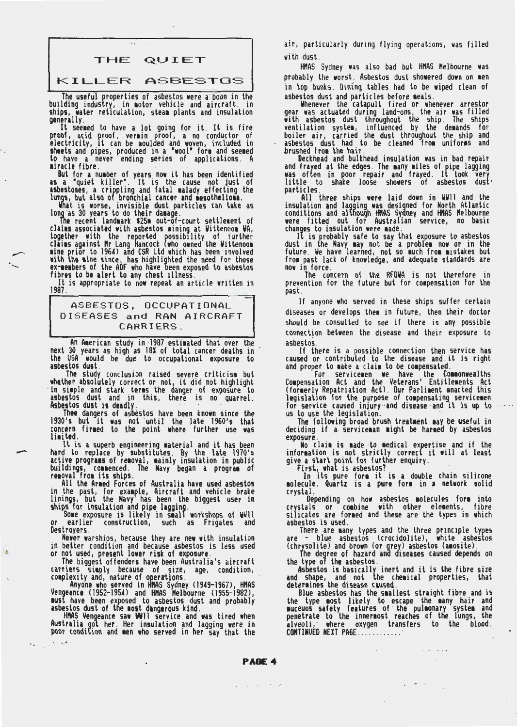# THE QUIET KILLER ASBESTOS

The useful properties of asbestos were a boon in the building industry, in motor vehicle and aircraft. in ships, water reticulation, steam plants and insulation generally.

It seemed to have a lot going for it. It is fire proof, acid proof, vermin proof, a no conductor of electricity, it can be moulded and woven, included in sheets and pipes, produced in a "wool" form and seemed to have a never ending series of applications. A miracle fibre.

But for a number of years now it has been identified as a "quiet killer". It is the cause not just of asbestoses, a crippling and fatal malady effecting the lungs, but also of bronchial cancer and mesothelioma.

What is worse, invisible dust particles can take as long as 30 years to do their damage.

The recent landmark $25m out-of-court settlement of claims associated with asbestos mining at Wittenoom WA, together with the reported possibility of further claims against Mr Lang Hancock (who owned the Wittenoom mine prior to 1964) and CSR Ltd which has been involved with the mine since, has highlighted the need for those ex-members of the ADF who have been exposed to asbestos fibres to be alert to any chest illness.

It is appropriate to now repeat an article written in 1987.

## ASBESTOS, OCCUPATIONAL DISEASES and RAN AIRCRAFT CARRIERS.

An American study in 1987 estimated that over the next 30 years as high as 18% of total cancer deaths in the USA would be due to occupational exposure to asbestos dust.

The study conclusion raised severe criticism but whether absolutely correct or not, it did not highlight in simple and stark terms the danger of exposure to asbestos dust and in this, there is no quarrel. Asbestos dust is deadly.

Thee dangers of asbestos have been known since the 1930's but it was not until the late 1960's that concern firmed to the point where further use was limited.

It is a superb engineering material and it has been hard to replace by substitutes. By the late 1970's active programs of removal, mainly insulation in public buildings, commenced. The Navy began a program of removal from its ships.

All the Armed Forces of Australia have used asbestos in the past, for example, Aircraft and vehicle brake linings, but the Navy has been the biggest user in ships for insulation and pipe lagging.

Some exposure is likely in small workshops of WWII or earlier construction, such as Frigates and Destroyers.

Newer warships, because they are new with insulation in better condition and because asbestos is less used or not used, present lower risk of exposure.

The biggest offenders have been Australia's aircraft carriers simply because of size, age, condition, complexity and, nature of operations.

Anyone who served in HMAS Sydney (1949-1967), HMAS Vengeance (1952-1954) and HMAS Melbourne (1955-1982), must have been exposed to asbestos dust and probably asbestos dust of the most dangerous kind.

HMAS Vengeance saw WWII service and was tired when Australia got her. Her insulation and lagging were in poor condition and men who served in her say that the air, particularly during flying operations, was filled with dust.

HMAS Sydney was also bad but HMAS Melbourne was probably the worst. Asbestos dust showered down on men in top bunks. Dining tables had to be wiped clean of asbestos dust and particles before meals.

Whenever the catapult fired or whenever arrestor gear was actuated during land-ons, the air was filled with asbestos dust throughout the ship. The ships ventilation system, influenced by the demands for boiler air, carried the dust throughout the ship and asbestos dust had to be cleaned from uniforms and brushed from the hair.

Deckhead and bulkhead insulation was in bad repair and frayed at the edges. The many miles of pipe lagging was often in poor repair and frayed. It took very little to shake loose showers of asbestos dust particles.

All three ships were laid down in WWII and the insulation and lagging was designed for North Atlantic conditions and although HMAS Sydney and HMAS Melbourne were fitted out for Australian service, no basic changes to insulation were made.

It is probably safe to say that exposure to asbestos dust in the Navy may not be a problem now or in the future. We have learned, not so much from mistakes but from past lack of knowledge, and adequate standards are now in force.

The concern of the RFDWA is not therefore in prevention for the future but for compensation for the past.

If anyone who served in these ships suffer certain diseases or develops them in future, then their doctor should be consulted to see if there is any possible connection between the disease and their exposure to asbestos.

If there is a possible connection then service has caused or contributed to the disease and it is right and proper to make a claim to be compensated.

For servicemen we have the Commonwealths Compensation Act and the Veterans' Entitlements Act. (formerly Repatriation Act). Our Parliment enacted this legislation for the purpose of compensating servicemen for service caused injury and disease and it is up to us to use the legislation.

The following broad brush treatment may be useful in deciding if a serviceman might be harmed by asbestos exposure.

No claim is made to medical expertise and if the information is not strictly correct it will at least give a start point for further enquiry.

First, what is asbestos?

In its pure form it is a double chain silicone molecule. Quartz is a pure form in a network solid crystal.

Depending on how asbestos molecules form into crystals or combine with other elements, fibre silicates are formed and these are the types in which asbestos is used.

There are many types and the three principle types are - blue asbestos (crocidolite), white asbestos (chrysolite) and brown (or grey) asbestos (amosite).

The degree of hazard and diseases caused depends on the type of the asbestos.

Asbestos is basically inert and it is the fibre size and shape, and not the chemical properties, that determines the disease caused.

Blue asbestos has the smallest straight fibre and is the type most likely to escape the many hair and muceuos safety features of the pulmonary system and penetrate to the innermost reaches of the lungs, the alveoli, where oxygen transfers to the blood.

CONTINUED NEXT PAGE............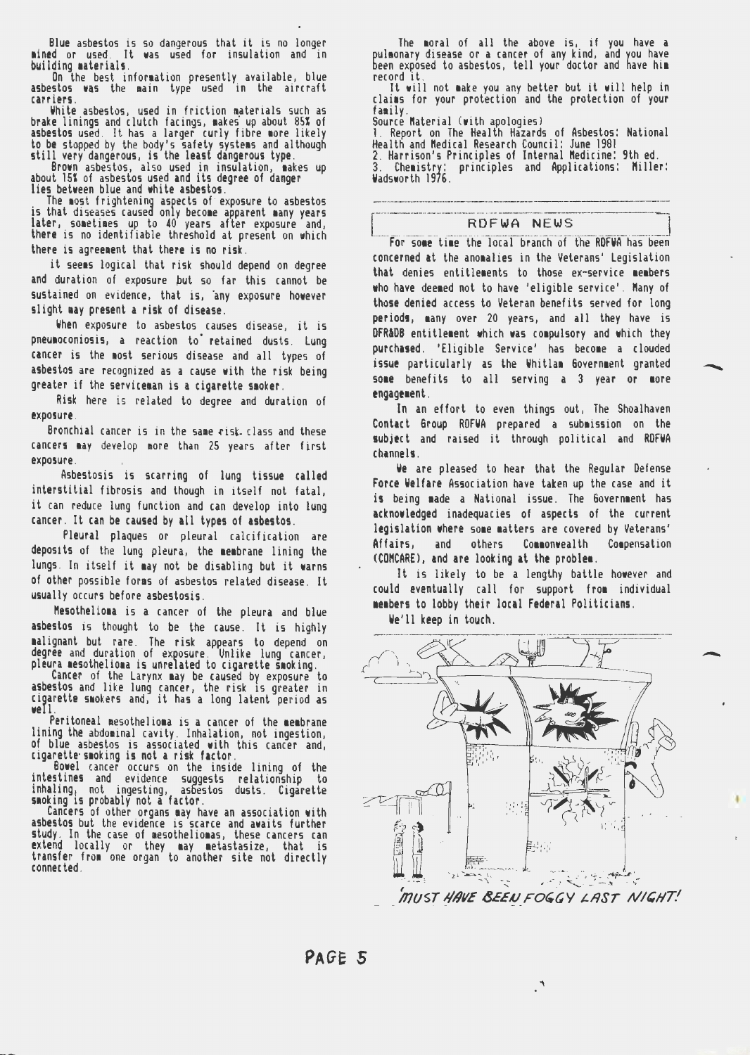Blue asbestos is so dangerous that it is no longer mined or used. It was used for insulation and in building materials.

On the best information presently available, blue asbestos was the main type used in the aircraft carriers.

White asbestos, used in friction materials such as brake linings and clutch facings, makes up about 85% of asbestos used. It has a larger curly fibre more likely to be stopped by the body's safety systems and although still very dangerous, is the least dangerous type.

Brown asbestos, also used in insulation, makes up about 15% of asbestos used and its degree of danger lies between blue and white asbestos.

The most frightening aspects of exposure to asbestos is that diseases caused only become apparent many years later, sometimes up to 40 years after exposure and, there is no identifiable threshold at present on which there is agreement that there is no risk.

It seems logical that risk should depend on degree and duration of exposure but so far this cannot be sustained on evidence, that is, 'any exposure however slight may present a risk of disease.

When exposure to asbestos causes disease, it is pneumoconiosis, a reaction to retained dusts. Lung cancer is the most serious disease and all types of asbestos are recognized as a cause with the risk being greater if the serviceman is a cigarette smoker.

Risk here is related to degree and duration of exposure.

Bronchial cancer is in the same risk class and these cancers may develop more than 25 years after first exposure.

Asbestosis is scarring of lung tissue called interstitial fibrosis and though in itself not fatal, it can reduce lung function and can develop into lung cancer. It can be caused by all types of asbestos.

Pleural plaques or pleural calcification are deposits of the lung pleura, the membrane lining the lungs. In itself it may not be disabling but it warns of other possible forms of asbestos related disease. It usually occurs before asbestosis.

Mesothelioma is a cancer of the pleura and blue asbestos is thought to be the cause. It is highly malignant but rare. The risk appears to depend on degree and duration of exposure. Unlike lung cancer, pleura mesothelioma is unrelated to cigarette smoking.

Cancer of the Larynx may be caused by exposure to asbestos and like lung cancer, the risk is greater in cigarette smokers and, it has a long latent period as well.

Peritoneal mesothelioma is a cancer of the membrane lining the abdominal cavity. Inhalation, not ingestion, of blue asbestos is associated with this cancer and, cigarette smoking is not a risk factor.

Bowel cancer occurs on the inside lining of the intestines and evidence suggests relationship to inhaling, not ingesting, asbestos dusts. Cigarette smoking is probably not a factor.

Cancers of other organs may have an association with asbestos but the evidence is scarce and awaits further study. In the case of mesotheliomas, these cancers can extend locally or they may metastasize, that is transfer from one organ to another site not directly connected.

The moral of all the above is, if you have a pulmonary disease or a cancer of any kind, and you have been exposed to asbestos, tell your doctor and have him record it.

It will not make you any better but it will help in claims for your protection and the protection of your family.

Source Material (with apologies)

1. Report on The Health Hazards of Asbestos: National Health and Medical Research Council: June 1981
2. Harrison's Principles of Internal Medicine: 9th ed.
3. Chemistry: principles and Applications: Miller: Wadsworth 1976.

## RDFWA NEWS

For some time the local branch of the RDFWA has been concerned at the anomalies in the Veterans' Legislation that denies entitlements to those ex-service members who have deemed not to have 'eligible service'. Many of those denied access to Veteran benefits served for long periods, many over 20 years, and all they have is DFR&DB entitlement which was compulsory and which they purchased. 'Eligible Service' has become a clouded issue particularly as the Whitlam Government granted some benefits to all serving a 3 year or more engagement.

In an effort to even things out, The Shoalhaven Contact Group RDFWA prepared a submission on the subject and raised it through political and RDFWA channels.

We are pleased to hear that the Regular Defense Force Welfare Association have taken up the case and it is being made a National issue. The Government has acknowledged inadequacies of aspects of the current legislation where some matters are covered by Veterans' Affairs, and others Commonwealth Compensation (COMCARE), and are looking at the problem.

It is likely to be a lengthy battle however and could eventually call for support from individual members to lobby their local Federal Politicians.

We'll keep in touch.

*MUST HAVE BEEN FOGGY LAST NIGHT!*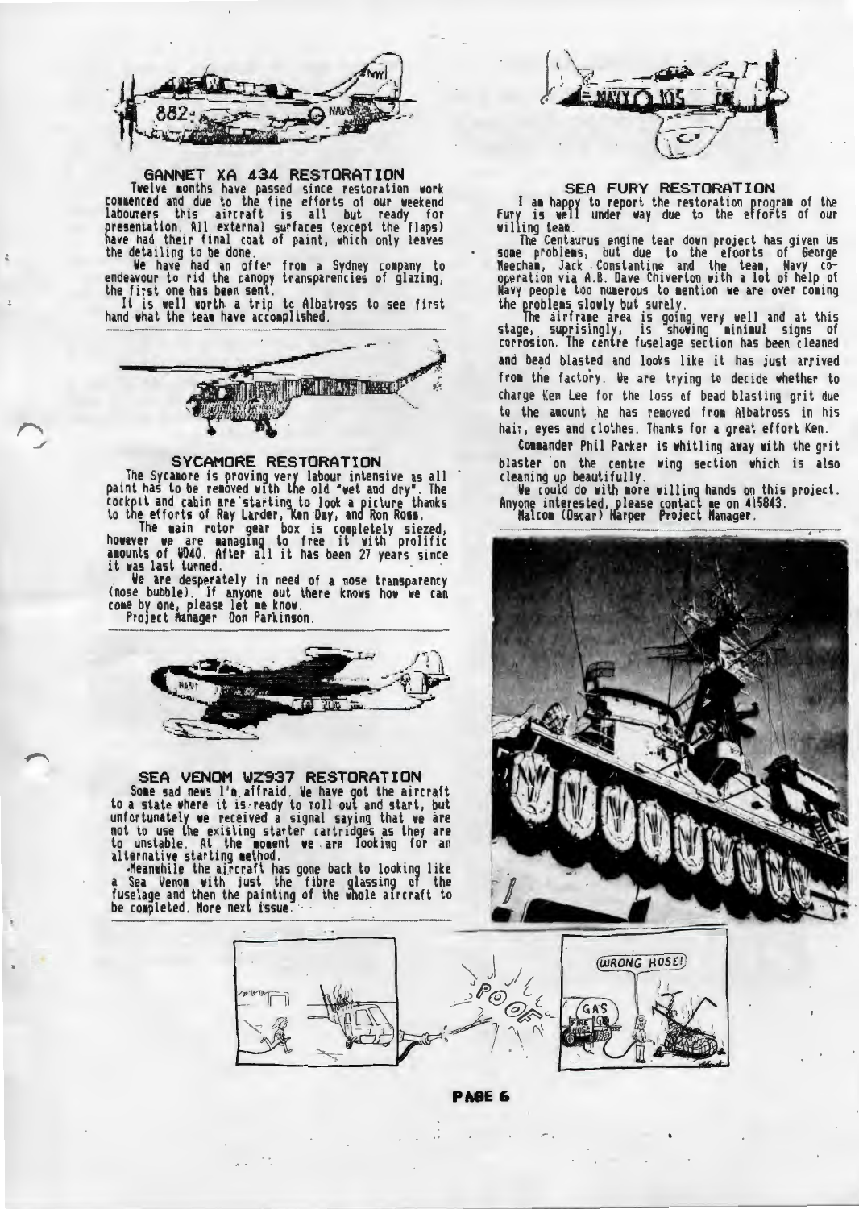## GANNET XA 434 RESTORATION

Twelve months have passed since restoration work commenced and due to the fine efforts of our weekend labourers this aircraft is all but ready for presentation. All external surfaces (except the flaps) have had their final coat of paint, which only leaves the detailing to be done.

We have had an offer from a Sydney company to endeavour to rid the canopy transparencies of glazing, the first one has been sent.

It is well worth a trip to Albatross to see first hand what the team have accomplished.

## SYCAMORE RESTORATION

The Sycamore is proving very labour intensive as all paint has to be removed with the old "wet and dry". The cockpit and cabin are starting to look a picture thanks to the efforts of Ray Larder, Ken Day, and Ron Ross.

The main rotor gear box is completely siezed, however we are managing to free it with prolific amounts of WD40. After all it has been 27 years since it was last turned.

We are desperately in need of a nose transparency (nose bubble). If anyone out there knows how we can come by one, please let me know.

Project Manager Don Parkinson.

## SEA VENOM WZ937 RESTORATION

Some sad news I'm affraid. We have got the aircraft to a state where it is ready to roll out and start, but unfortunately we received a signal saying that we are not to use the existing starter cartridges as they are to unstable. At the moment we are looking for an alternative starting method.

Meanwhile the aircraft has gone back to looking like a Sea Venom with just the fibre glassing of the fuselage and then the painting of the whole aircraft to be completed. More next issue.

## SEA FURY RESTORATION

I am happy to report the restoration program of the Fury is well under way due to the efforts of our willing team.

The Centaurus engine tear down project has given us some problems, but due to the efoorts of George Meecham, Jack Constantine and the team, Navy co-operation via A.B. Dave Chiverton with a lot of help of Navy people too numerous to mention we are over coming the problems slowly but surely.

The airframe area is going very well and at this stage, suprisingly, is showing minimul signs of corrosion. The centre fuselage section has been cleaned and bead blasted and looks like it has just arrived from the factory. We are trying to decide whether to charge Ken Lee for the loss of bead blasting grit due to the amount he has removed from Albatross in his hair, eyes and clothes. Thanks for a great effort Ken.

Commander Phil Parker is whitling away with the grit blaster on the centre wing section which is also cleaning up beautifully.

We could do with more willing hands on this project. Anyone interested, please contact me on 415843.

Malcom (Oscar) Harper Project Manager.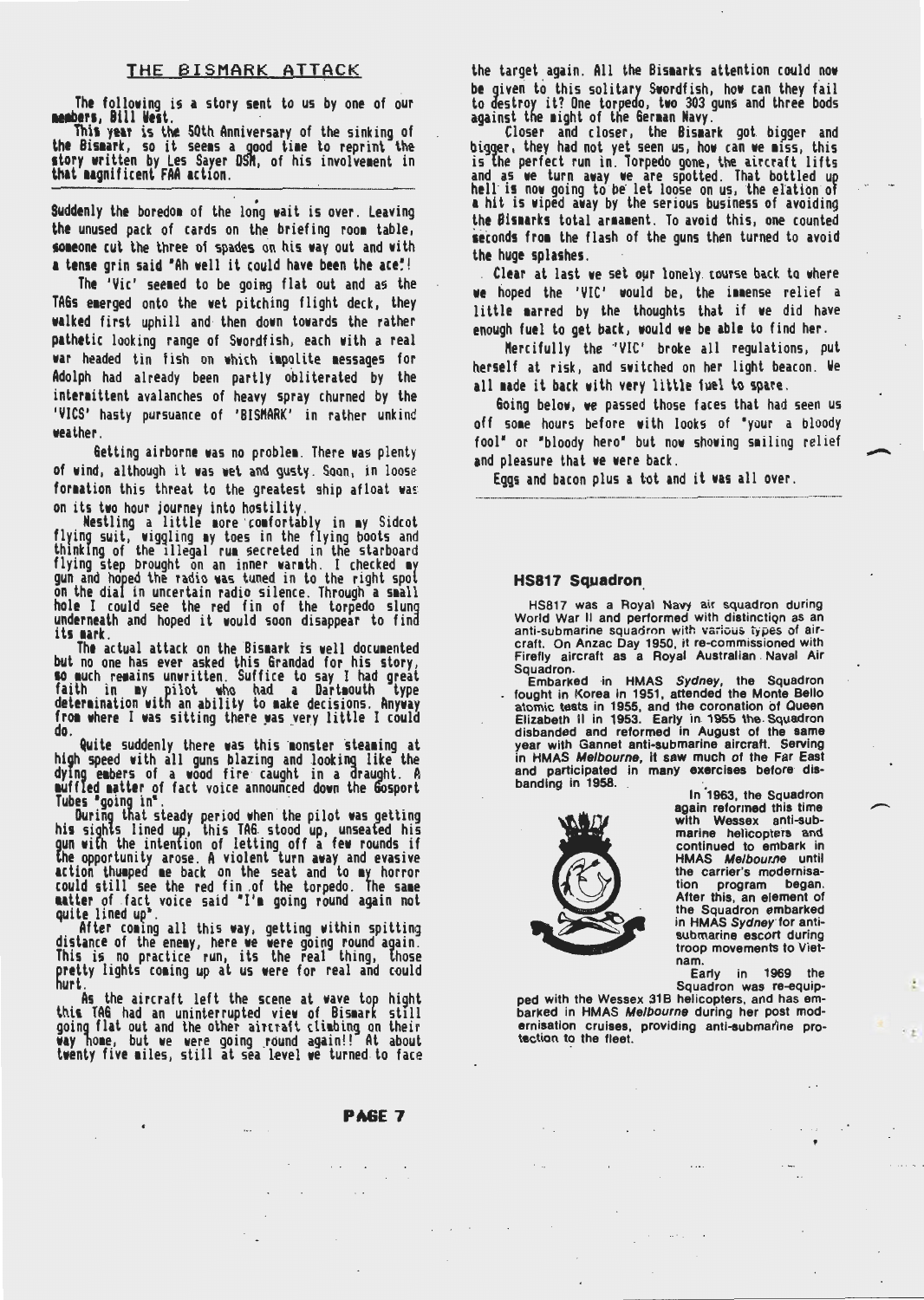## THE BISMARK ATTACK

The following is a story sent to us by one of our members, Bill West.

This year is the 50th Anniversary of the sinking of the Bismark, so it seems a good time to reprint the story written by Les Sayer DSM, of his involvement in that magnificent FAA action.

---

Suddenly the boredom of the long wait is over. Leaving the unused pack of cards on the briefing room table, someone cut the three of spades on his way out and with a tense grin said "Ah well it could have been the ace"!

The 'Vic' seemed to be going flat out and as the TAGs emerged onto the wet pitching flight deck, they walked first uphill and then down towards the rather pathetic looking range of Swordfish, each with a real war headed tin fish on which impolite messages for Adolph had already been partly obliterated by the intermittent avalanches of heavy spray churned by the 'VICS' hasty pursuance of 'BISMARK' in rather unkind weather.

Getting airborne was no problem. There was plenty of wind, although it was wet and gusty. Soon, in loose formation this threat to the greatest ship afloat was on its two hour journey into hostility.

Nestling a little more comfortably in my Sidcot flying suit, wiggling my toes in the flying boots and thinking of the illegal rum secreted in the starboard flying step brought on an inner warmth. I checked my gun and hoped the radio was tuned in to the right spot on the dial in uncertain radio silence. Through a small hole I could see the red fin of the torpedo slung underneath and hoped it would soon disappear to find its mark.

The actual attack on the Bismark is well documented but no one has ever asked this Grandad for his story, so much remains unwritten. Suffice to say I had great faith in my pilot who had a Dartmouth type determination with an ability to make decisions. Anyway from where I was sitting there was very little I could do.

Quite suddenly there was this monster steaming at high speed with all guns blazing and looking like the dying embers of a wood fire caught in a draught. A muffled matter of fact voice announced down the Gosport Tubes "going in".

During that steady period when the pilot was getting his sights lined up, this TAG stood up, unseated his gun with the intention of letting off a few rounds if the opportunity arose. A violent turn away and evasive action thumped me back on the seat and to my horror could still see the red fin of the torpedo. The same matter of fact voice said "I'm going round again not quite lined up".

After coming all this way, getting within spitting distance of the enemy, here we were going round again. This is no practice run, its the real thing, those pretty lights coming up at us were for real and could hurt.

As the aircraft left the scene at wave top hight this TAG had an uninterrupted view of Bismark still going flat out and the other aircraft climbing on their way home, but we were going round again!! At about twenty five miles, still at sea level we turned to face the target again. All the Bismarks attention could now be given to this solitary Swordfish, how can they fail to destroy it? One torpedo, two 303 guns and three bods against the might of the German Navy.

Closer and closer, the Bismark got bigger and bigger, they had not yet seen us, how can we miss, this is the perfect run in. Torpedo gone, the aircraft lifts and as we turn away we are spotted. That bottled up hell is now going to be let loose on us, the elation of a hit is wiped away by the serious business of avoiding the Bismarks total armament. To avoid this, one counted seconds from the flash of the guns then turned to avoid the huge splashes.

Clear at last we set our lonely course back to where we hoped the 'VIC' would be, the immense relief a little marred by the thoughts that if we did have enough fuel to get back, would we be able to find her.

Mercifully the 'VIC' broke all regulations, put herself at risk, and switched on her light beacon. We all made it back with very little fuel to spare.

Going below, we passed those faces that had seen us off some hours before with looks of "your a bloody fool" or "bloody hero" but now showing smiling relief and pleasure that we were back.

Eggs and bacon plus a tot and it was all over.

---

## HS817 Squadron

HS817 was a Royal Navy air squadron during World War II and performed with distinction as an anti-submarine squadron with various types of aircraft. On Anzac Day 1950, it re-commissioned with Firefly aircraft as a Royal Australian Naval Air Squadron.

Embarked in HMAS *Sydney*, the Squadron fought in Korea in 1951, attended the Monte Bello atomic tests in 1955, and the coronation of Queen Elizabeth II in 1953. Early in 1955 the Squadron disbanded and reformed in August of the same year with Gannet anti-submarine aircraft. Serving in HMAS *Melbourne*, it saw much of the Far East and participated in many exercises before disbanding in 1958.

In 1963, the Squadron again reformed this time with Wessex anti-submarine helicopters and continued to embark in HMAS *Melbourne* until the carrier's modernisation program began. After this, an element of the Squadron embarked in HMAS *Sydney* for anti-submarine escort during troop movements to Vietnam.

Early in 1969 the Squadron was re-equipped with the Wessex 31B helicopters, and has embarked in HMAS *Melbourne* during her post modernisation cruises, providing anti-submarine protection to the fleet.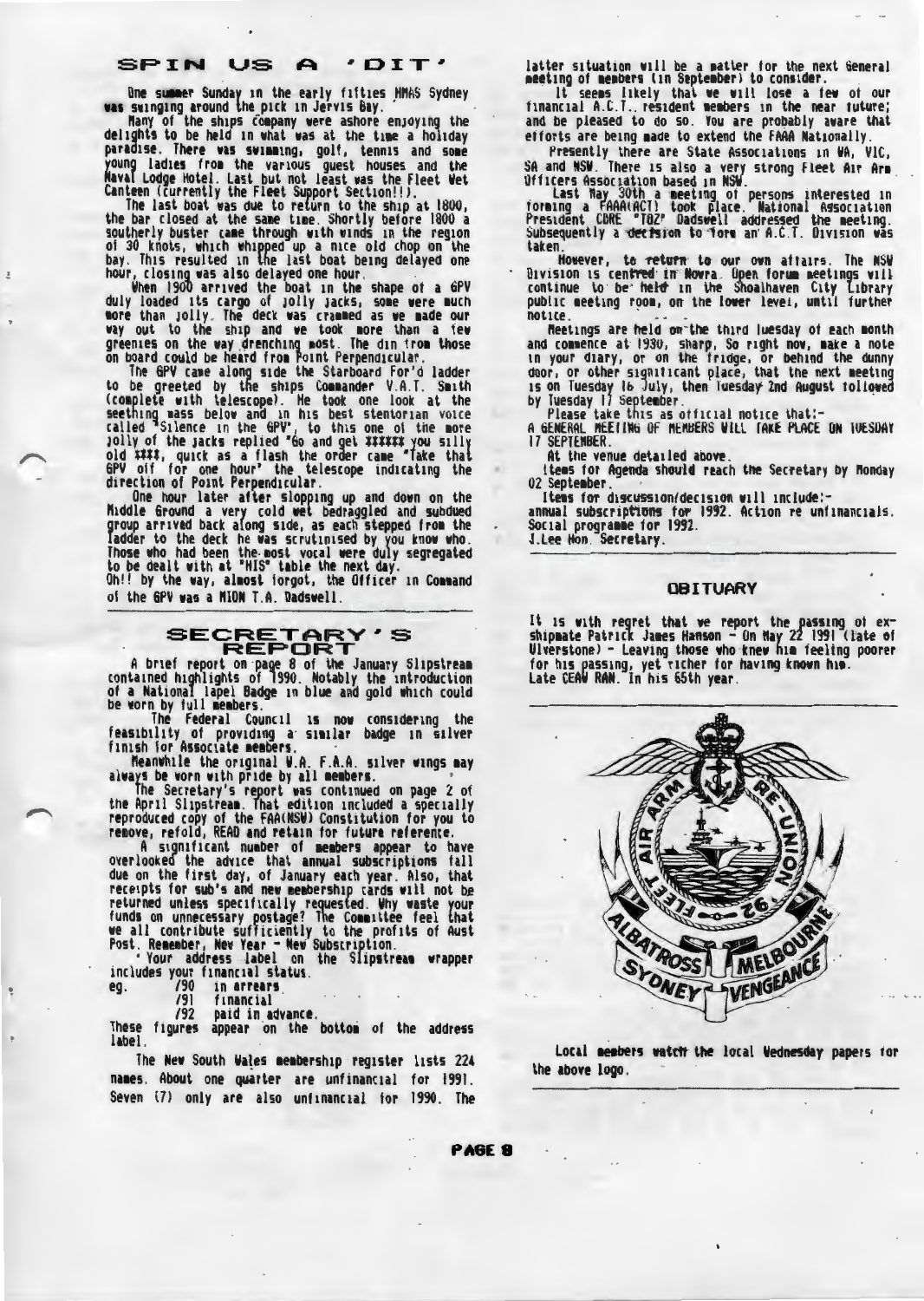## SPIN US A 'DIT'

One summer Sunday in the early fifties HMAS Sydney was swinging around the pick in Jervis Bay.

Many of the ships company were ashore enjoying the delights to be held in what was at the time a holiday paradise. There was swimming, golf, tennis and some young ladies from the various guest houses and the Naval Lodge Hotel. Last but not least was the Fleet Wet Canteen (currently the Fleet Support Section!!).

The last boat was due to return to the ship at 1800, the bar closed at the same time. Shortly before 1800 a southerly buster came through with winds in the region of 30 knots, which whipped up a nice old chop on the bay. This resulted in the last boat being delayed one hour, closing was also delayed one hour.

When 1900 arrived the boat in the shape of a 6PV duly loaded its cargo of jolly jacks, some were much more than jolly. The deck was crammed as we made our way out to the ship and we took more than a few greenies on the way drenching most. The din from those on board could be heard from Point Perpendicular.

The 6PV came along side the Starboard For'd ladder to be greeted by the ships Commander V.A.T. Smith (complete with telescope). He took one look at the seething mass below and in his best stentorian voice called "Silence in the 6PV", to this one of the more jolly of the jacks replied "Go and get ###### you silly old ####, quick as a flash the order came "Take that 6PV off for one hour" the telescope indicating the direction of Point Perpendicular.

One hour later after slopping up and down on the Middle Ground a very cold wet bedraggled and subdued group arrived back along side, as each stepped from the ladder to the deck he was scrutinised by you know who. Those who had been the most vocal were duly segregated to be dealt with at "HIS" table the next day.

Oh!! by the way, almost forgot, the Officer in Command of the 6PV was a MIDN T.A. Dadswell.

## SECRETARY'S REPORT

A brief report on page 8 of the January Slipstream contained highlights of 1990. Notably the introduction of a National lapel Badge in blue and gold which could be worn by full members.

The Federal Council is now considering the feasibility of providing a similar badge in silver finish for Associate members.

Meanwhile the original W.A. F.A.A. silver wings may always be worn with pride by all members.

The Secretary's report was continued on page 2 of the April Slipstream. That edition included a specially reproduced copy of the FAA(NSW) Constitution for you to remove, refold, READ and retain for future reference.

A significant number of members appear to have overlooked the advice that annual subscriptions fall due on the first day, of January each year. Also, that receipts for sub's and new membership cards will not be returned unless specifically requested. Why waste your funds on unnecessary postage? The Committee feel that we all contribute sufficiently to the profits of Aust Post. Remember, New Year - New Subscription.

Your address label on the Slipstream wrapper includes your financial status.

eg.
- /90 in arrears
- /91 financial
- /92 paid in advance.

These figures appear on the bottom of the address label.

The New South Wales membership register lists 224 names. About one quarter are unfinancial for 1991. Seven (7) only are also unfinancial for 1990. The latter situation will be a matter for the next General meeting of members (in September) to consider.

It seems likely that we will lose a few of our financial A.C.T. resident members in the near future; and be pleased to do so. You are probably aware that efforts are being made to extend the FAAA Nationally.

Presently there are State Associations in WA, VIC, SA and NSW. There is also a very strong Fleet Air Arm Officers Association based in NSW.

Last May 30th a meeting of persons interested in forming a FAAA(ACT) took place. National Association President CDRE "TOZ" Dadswell addressed the meeting. Subsequently a decision to form an A.C.T. Division was taken.

However, to return to our own affairs. The NSW Division is centred in Nowra. Open forum meetings will continue to be held in the Shoalhaven City Library public meeting room, on the lower level, until further notice.

Meetings are held on the third Tuesday of each month and commence at 1930, sharp, So right now, make a note in your diary, or on the fridge, or behind the dunny door, or other significant place, that the next meeting is on Tuesday 16 July, then Tuesday 2nd August followed by Tuesday 17 September.

Please take this as official notice that:-

A GENERAL MEETING OF MEMBERS WILL TAKE PLACE ON TUESDAY 17 SEPTEMBER.

At the venue detailed above.

Items for Agenda should reach the Secretary by Monday 02 September.

Items for discussion/decision will include:-
annual subscriptions for 1992. Action re unfinancials. Social programme for 1992.

J.Lee Hon. Secretary.

## OBITUARY

It is with regret that we report the passing of ex-shipmate Patrick James Hanson - On May 22 1991 (late of Ulverstone) - Leaving those who knew him feeling poorer for his passing, yet richer for having known him. Late CEAW RAN. In his 65th year.

Local members watch the local Wednesday papers for the above logo.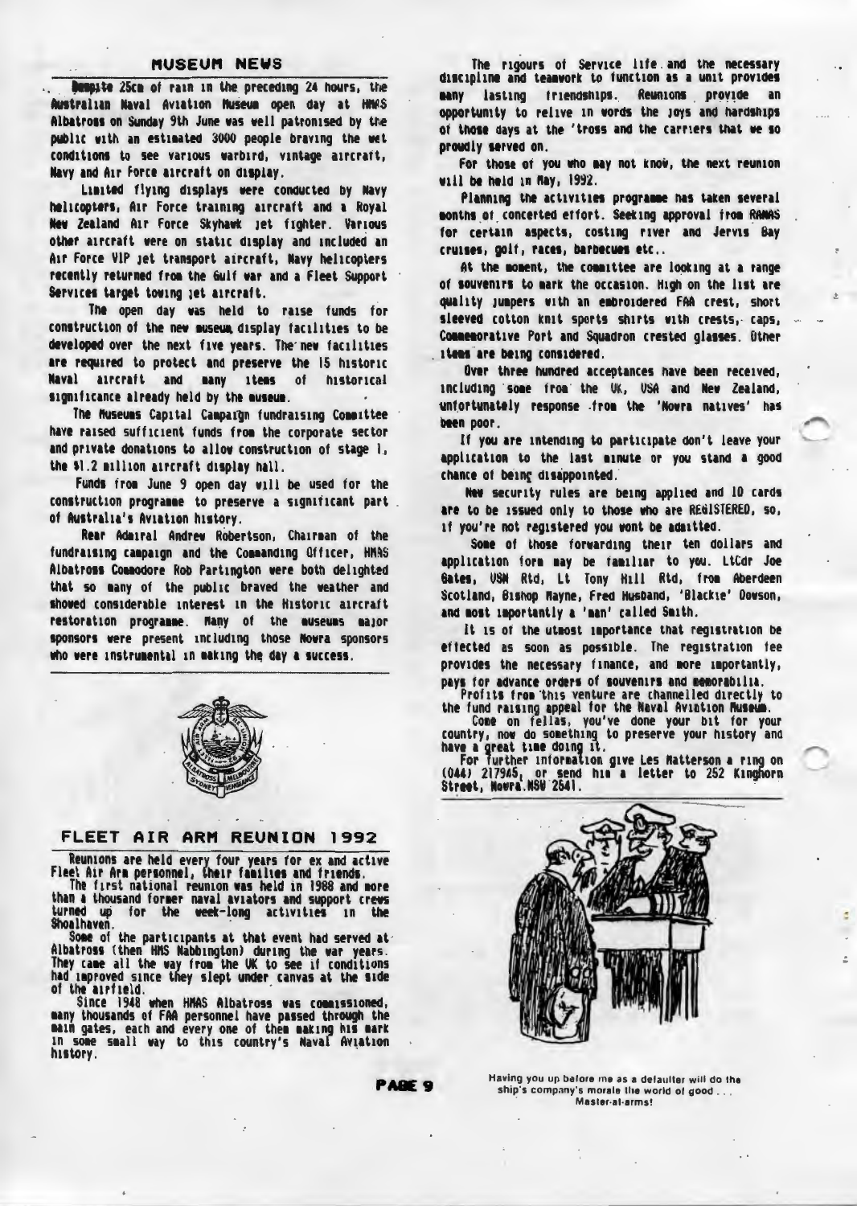## MUSEUM NEWS

Despite 25cm of rain in the preceding 24 hours, the Australian Naval Aviation Museum open day at HMAS Albatross on Sunday 9th June was well patronised by the public with an estimated 3000 people braving the wet conditions to see various warbird, vintage aircraft, Navy and Air Force aircraft on display.

Limited flying displays were conducted by Navy helicopters, Air Force training aircraft and a Royal New Zealand Air Force Skyhawk jet fighter. Various other aircraft were on static display and included an Air Force VIP jet transport aircraft, Navy helicopters recently returned from the Gulf war and a Fleet Support Services target towing jet aircraft.

The open day was held to raise funds for construction of the new museum display facilities to be developed over the next five years. The new facilities are required to protect and preserve the 15 historic Naval aircraft and many items of historical significance already held by the museum.

The Museums Capital Campaign fundraising Committee have raised sufficient funds from the corporate sector and private donations to allow construction of stage 1, the $1.2 million aircraft display hall.

Funds from June 9 open day will be used for the construction programme to preserve a significant part of Australia's Aviation history.

Rear Admiral Andrew Robertson, Chairman of the fundraising campaign and the Commanding Officer, HMAS Albatross Commodore Rob Partington were both delighted that so many of the public braved the weather and showed considerable interest in the Historic aircraft restoration programme. Many of the museums major sponsors were present including those Nowra sponsors who were instrumental in making the day a success.

## FLEET AIR ARM REUNION 1992

Reunions are held every four years for ex and active Fleet Air Arm personnel, their families and friends.

The first national reunion was held in 1988 and more than a thousand former naval aviators and support crews turned up for the week-long activities in the Shoalhaven.

Some of the participants at that event had served at Albatross (then HMS Nabbington) during the war years. They came all the way from the UK to see if conditions had improved since they slept under canvas at the side of the airfield.

Since 1948 when HMAS Albatross was commissioned, many thousands of FAA personnel have passed through the main gates, each and every one of them making his mark in some small way to this country's Naval Aviation history.

The rigours of Service life and the necessary discipline and teamwork to function as a unit provides many lasting friendships. Reunions provide an opportunity to relive in words the joys and hardships of those days at the 'tross and the carriers that we so proudly served on.

For those of you who may not know, the next reunion will be held in May, 1992.

Planning the activities programme has taken several months of concerted effort. Seeking approval from RANAS for certain aspects, costing river and Jervis Bay cruises, golf, races, barbecues etc..

At the moment, the committee are looking at a range of souvenirs to mark the occasion. High on the list are quality jumpers with an embroidered FAA crest, short sleeved cotton knit sports shirts with crests, caps, Commemorative Port and Squadron crested glasses. Other items are being considered.

Over three hundred acceptances have been received, including some from the UK, USA and New Zealand, unfortunately response from the 'Nowra natives' has been poor.

If you are intending to participate don't leave your application to the last minute or you stand a good chance of being disappointed.

New security rules are being applied and ID cards are to be issued only to those who are REGISTERED, so, if you're not registered you wont be admitted.

Some of those forwarding their ten dollars and application form may be familiar to you. LtCdr Joe Gates, USN Rtd, Lt Tony Hill Rtd, from Aberdeen Scotland, Bishop Mayne, Fred Husband, 'Blackie' Dowson, and most importantly a 'man' called Smith.

It is of the utmost importance that registration be effected as soon as possible. The registration fee provides the necessary finance, and more importantly, pays for advance orders of souvenirs and memorabilia.

Profits from this venture are channelled directly to the fund raising appeal for the Naval Aviation Museum.

Come on fellas, you've done your bit for your country, now do something to preserve your history and have a great time doing it.

For further information give Les Matterson a ring on (044) 217945, or send him a letter to 252 Kinghorn Street, Nowra NSW 2541.

Having you up before me as a defaulter will do the ship's company's morale the world of good . . . Master-at-arms!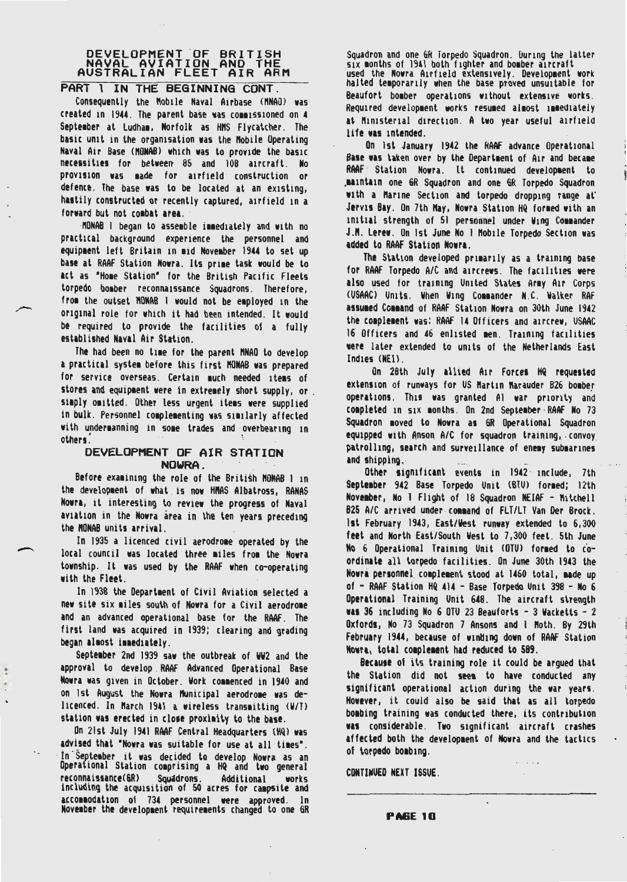# DEVELOPMENT OF BRITISH NAVAL AVIATION AND THE AUSTRALIAN FLEET AIR ARM

## PART 1 IN THE BEGINNING CONT.

Consequently the Mobile Naval Airbase (MNAO) was created in 1944. The parent base was commissioned on 4 September at Ludham, Norfolk as HMS Flycatcher. The basic unit in the organisation was the Mobile Operating Naval Air Base (MONAB) which was to provide the basic necessities for between 85 and 108 aircraft. No provision was made for airfield construction or defence. The base was to be located at an existing, hastily constructed or recently captured, airfield in a forward but not combat area.

MONAB 1 began to assemble immediately and with no practical background experience the personnel and equipment left Britain in mid November 1944 to set up base at RAAF Station Nowra. Its prime task would be to act as "Home Station" for the British Pacific Fleets torpedo bomber reconnaissance Squadrons. Therefore, from the outset MONAB 1 would not be employed in the original role for which it had been intended. It would be required to provide the facilities of a fully established Naval Air Station.

The had been no time for the parent MNAO to develop a practical system before this first MONAB was prepared for service overseas. Certain much needed items of stores and equipment were in extremely short supply, or simply omitted. Other less urgent items were supplied in bulk. Personnel complementing was similarly affected with undermanning in some trades and overbearing in others.

## DEVELOPMENT OF AIR STATION NOWRA.

Before examining the role of the British MONAB 1 in the development of what is now HMAS Albatross, RANAS Nowra, it interesting to review the progress of Naval aviation in the Nowra area in the ten years preceding the MONAB units arrival.

In 1935 a licenced civil aerodrome operated by the local council was located three miles from the Nowra township. It was used by the RAAF when co-operating with the Fleet.

In 1938 the Department of Civil Aviation selected a new site six miles south of Nowra for a Civil aerodrome and an advanced operational base for the RAAF. The first land was acquired in 1939; clearing and grading began almost immediately.

September 2nd 1939 saw the outbreak of WW2 and the approval to develop RAAF Advanced Operational Base Nowra was given in October. Work commenced in 1940 and on 1st August the Nowra Municipal aerodrome was de-licenced. In March 1941 a wireless transmitting (W/T) station was erected in close proximity to the base.

On 21st July 1941 RAAF Central Headquarters (HQ) was advised that "Nowra was suitable for use at all times". In September it was decided to develop Nowra as an Operational Station comprising a HQ and two general reconnaissance(GR) Squadrons. Additional works including the acquisition of 50 acres for campsite and accommodation of 734 personnel were approved. In November the development requirements changed to one GR Squadron and one GR Torpedo Squadron. During the latter six months of 1941 both fighter and bomber aircraft used the Nowra Airfield extensively. Development work halted temporarily when the base proved unsuitable for Beaufort bomber operations without extensive works. Required development works resumed almost immediately at Ministerial direction. A two year useful airfield life was intended.

On 1st January 1942 the RAAF advance Operational Base was taken over by the Department of Air and became RAAF Station Nowra. It continued development to maintain one GR Squadron and one GR Torpedo Squadron with a Marine Section and torpedo dropping range at Jervis Bay. On 7th May, Nowra Station HQ formed with an initial strength of 51 personnel under Wing Commander J.M. Lerew. On 1st June No 1 Mobile Torpedo Section was added to RAAF Station Nowra.

The Station developed primarily as a training base for RAAF Torpedo A/C and aircrews. The facilities were also used for training United States Army Air Corps (USAAC) Units. When Wing Commander M.C. Walker RAF assumed Command of RAAF Station Nowra on 30th June 1942 the complement was: RAAF 14 Officers and aircrew, USAAC 16 Officers and 46 enlisted men. Training facilities were later extended to units of the Netherlands East Indies (NEI).

On 28th July allied Air Forces HQ requested extension of runways for US Martin Marauder B26 bomber operations. This was granted A1 war priority and completed in six months. On 2nd September RAAF No 73 Squadron moved to Nowra as GR Operational Squadron equipped with Anson A/C for squadron training, convoy patrolling, search and surveillance of enemy submarines and shipping.

Other significant events in 1942 include, 7th September 942 Base Torpedo Unit (BTU) formed; 12th November, No 1 Flight of 18 Squadron NEIAF - Mitchell B25 A/C arrived under command of FLT/LT Van Der Brock. 1st February 1943, East/West runway extended to 6,300 feet and North East/South West to 7,300 feet. 5th June No 6 Operational Training Unit (OTU) formed to co-ordinate all torpedo facilities. On June 30th 1943 the Nowra personnel complement stood at 1460 total, made up of - RAAF Station HQ 414 - Base Torpedo Unit 398 - No 6 Operational Training Unit 648. The aircraft strength was 36 including No 6 OTU 23 Beauforts - 3 Wacketts - 2 Oxfords, No 73 Squadron 7 Ansons and 1 Moth. By 29th February 1944, because of winding down of RAAF Station Nowra, total complement had reduced to 589.

Because of its training role it could be argued that the Station did not seem to have conducted any significant operational action during the war years. However, it could also be said that as all torpedo bombing training was conducted there, its contribution was considerable. Two significant aircraft crashes affected both the development of Nowra and the tactics of torpedo bombing.

CONTINUED NEXT ISSUE.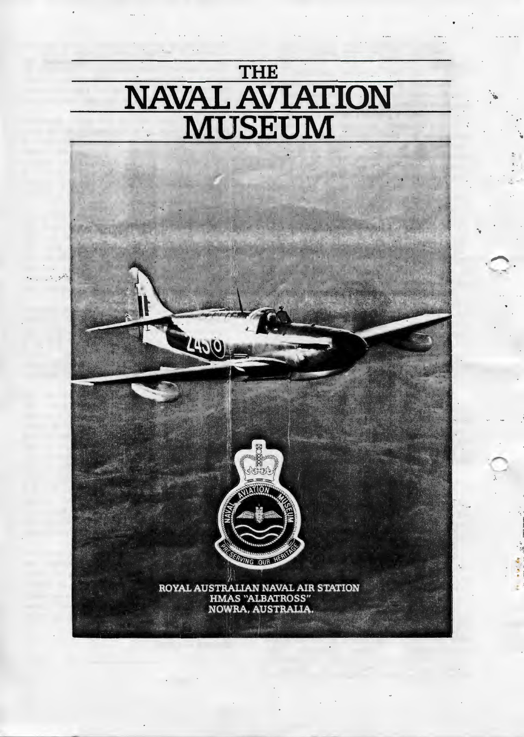# THE NAVAL AVIATION MUSEUM

ROYAL AUSTRALIAN NAVAL AIR STATION
HMAS "ALBATROSS"
NOWRA, AUSTRALIA.